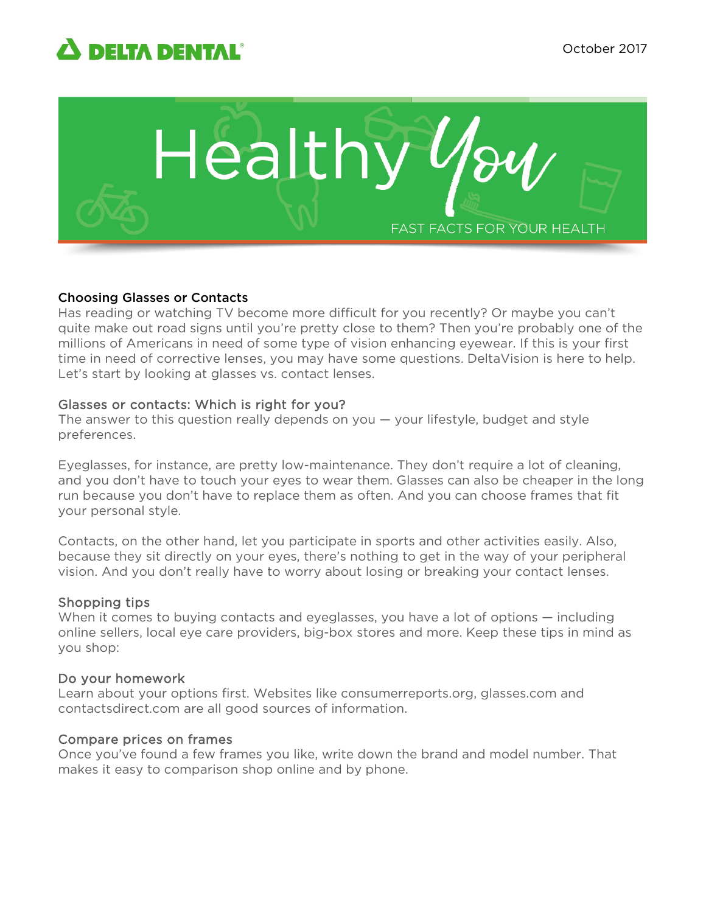DELTA DENTAL

October 2017

# Healthy You

FAST FACTS FOR YOUR HEALTH

## Choosing Glasses or Contacts

Has reading or watching TV become more difficult for you recently? Or maybe you can't quite make out road signs until you're pretty close to them? Then you're probably one of the millions of Americans in need of some type of vision enhancing eyewear. If this is your first time in need of corrective lenses, you may have some questions. DeltaVision is here to help. Let's start by looking at glasses vs. contact lenses.

### Glasses or contacts: Which is right for you?

The answer to this question really depends on you — your lifestyle, budget and style preferences.

Eyeglasses, for instance, are pretty low-maintenance. They don't require a lot of cleaning, and you don't have to touch your eyes to wear them. Glasses can also be cheaper in the long run because you don't have to replace them as often. And you can choose frames that fit your personal style.

Contacts, on the other hand, let you participate in sports and other activities easily. Also, because they sit directly on your eyes, there's nothing to get in the way of your peripheral vision. And you don't really have to worry about losing or breaking your contact lenses.

### Shopping tips

When it comes to buying contacts and eyeglasses, you have a lot of options — including online sellers, local eye care providers, big-box stores and more. Keep these tips in mind as you shop:

### Do your homework

Learn about your options first. Websites like consumerreports.org, glasses.com and contactsdirect.com are all good sources of information.

### Compare prices on frames

Once you've found a few frames you like, write down the brand and model number. That makes it easy to comparison shop online and by phone.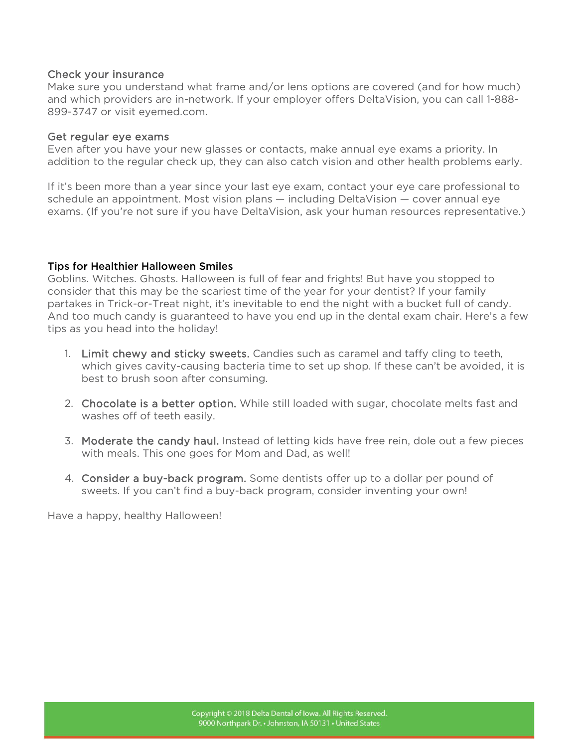### Check your insurance

Make sure you understand what frame and/or lens options are covered (and for how much) and which providers are in-network. If your employer offers DeltaVision, you can call 1-888-899-3747 or visit eyemed.com.

### Get regular eye exams

Even after you have your new glasses or contacts, make annual eye exams a priority. In addition to the regular check up, they can also catch vision and other health problems early.

If it's been more than a year since your last eye exam, contact your eye care professional to schedule an appointment. Most vision plans — including DeltaVision — cover annual eye exams. (If you're not sure if you have DeltaVision, ask your human resources representative.)

## Tips for Healthier Halloween Smiles

Goblins. Witches. Ghosts. Halloween is full of fear and frights! But have you stopped to consider that this may be the scariest time of the year for your dentist? If your family partakes in Trick-or-Treat night, it's inevitable to end the night with a bucket full of candy. And too much candy is guaranteed to have you end up in the dental exam chair. Here's a few tips as you head into the holiday!

1. **Limit chewy and sticky sweets.** Candies such as caramel and taffy cling to teeth, which gives cavity-causing bacteria time to set up shop. If these can't be avoided, it is best to brush soon after consuming.

2. **Chocolate is a better option.** While still loaded with sugar, chocolate melts fast and washes off of teeth easily.

3. **Moderate the candy haul.** Instead of letting kids have free rein, dole out a few pieces with meals. This one goes for Mom and Dad, as well!

4. **Consider a buy-back program.** Some dentists offer up to a dollar per pound of sweets. If you can't find a buy-back program, consider inventing your own!

Have a happy, healthy Halloween!

Copyright © 2018 Delta Dental of Iowa. All Rights Reserved.
9000 Northpark Dr. • Johnston, IA 50131 • United States